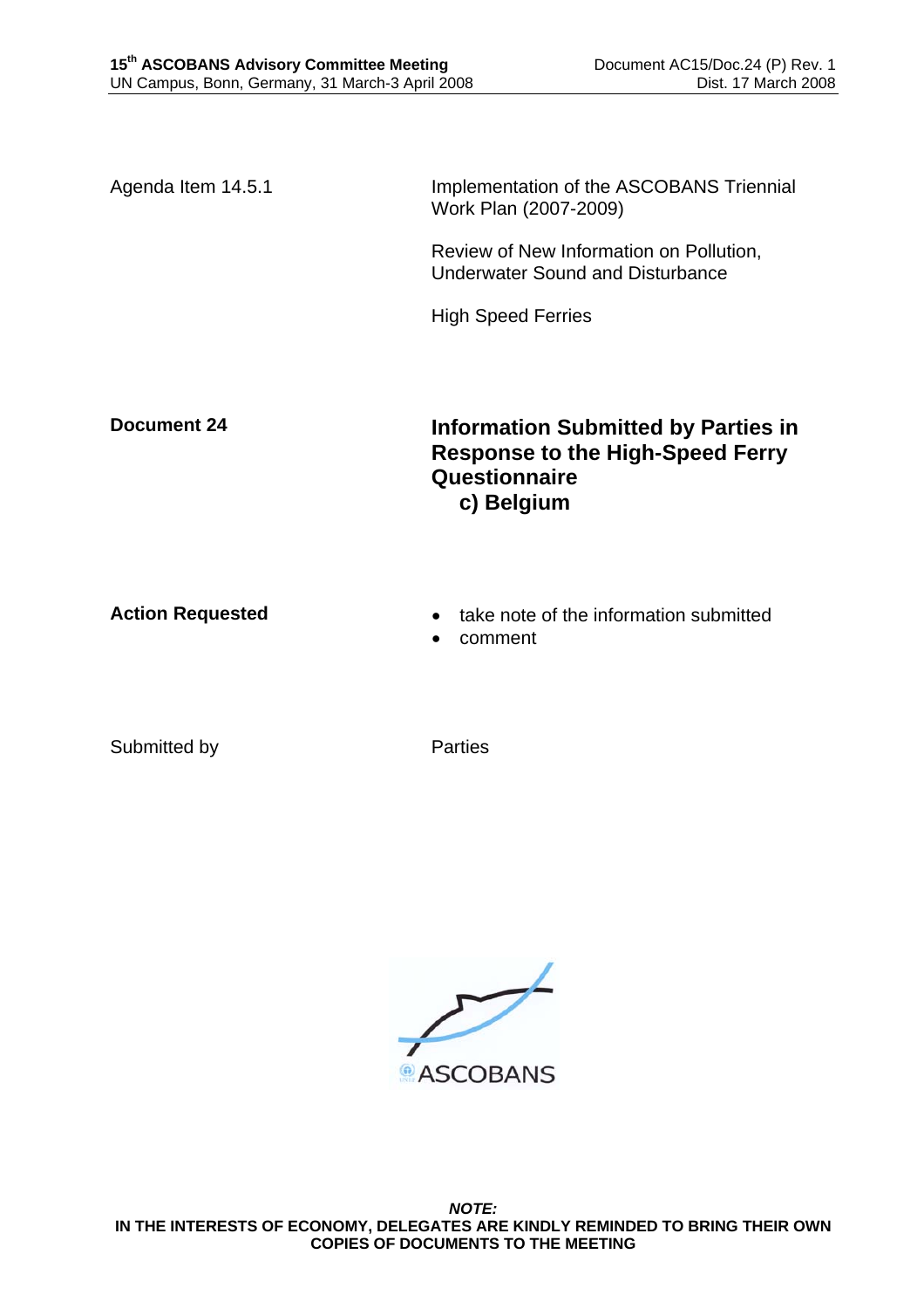Agenda Item 14.5.1

Implementation of the ASCOBANS Triennial Work Plan (2007-2009)

Review of New Information on Pollution, Underwater Sound and Disturbance

High Speed Ferries

**Document 24**

## Information Submitted by Parties in Response to the High-Speed Ferry Questionnaire
## c) Belgium

**Action Requested**

- take note of the information submitted
- comment

Submitted by

Parties

ASCOBANS

***NOTE:***
**IN THE INTERESTS OF ECONOMY, DELEGATES ARE KINDLY REMINDED TO BRING THEIR OWN COPIES OF DOCUMENTS TO THE MEETING**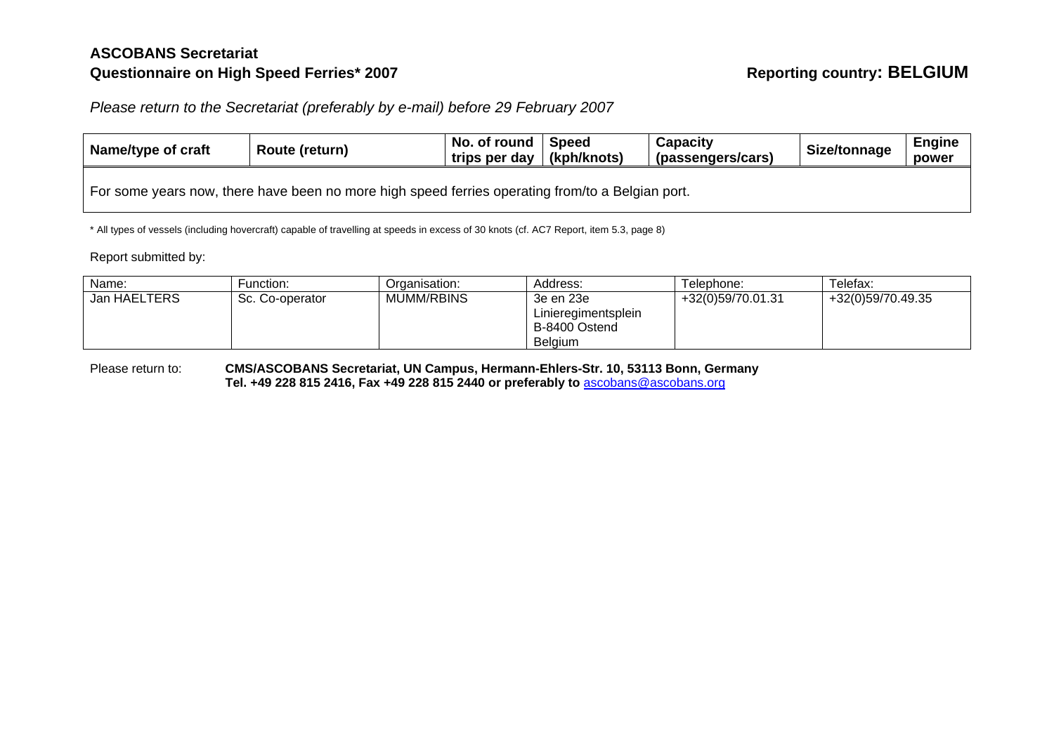**ASCOBANS Secretariat**

**Questionnaire on High Speed Ferries* 2007** **Reporting country: BELGIUM**

*Please return to the Secretariat (preferably by e-mail) before 29 February 2007*

| Name/type of craft | Route (return) | No. of round trips per day | Speed (kph/knots) | Capacity (passengers/cars) | Size/tonnage | Engine power |
|---|---|---|---|---|---|---|
| For some years now, there have been no more high speed ferries operating from/to a Belgian port. | | | | | | |

* All types of vessels (including hovercraft) capable of travelling at speeds in excess of 30 knots (cf. AC7 Report, item 5.3, page 8)

Report submitted by:

| Name: | Function: | Organisation: | Address: | Telephone: | Telefax: |
|---|---|---|---|---|---|
| Jan HAELTERS | Sc. Co-operator | MUMM/RBINS | 3e en 23e Linieregimentsplein B-8400 Ostend Belgium | +32(0)59/70.01.31 | +32(0)59/70.49.35 |

Please return to: **CMS/ASCOBANS Secretariat, UN Campus, Hermann-Ehlers-Str. 10, 53113 Bonn, Germany**
**Tel. +49 228 815 2416, Fax +49 228 815 2440 or preferably to** ascobans@ascobans.org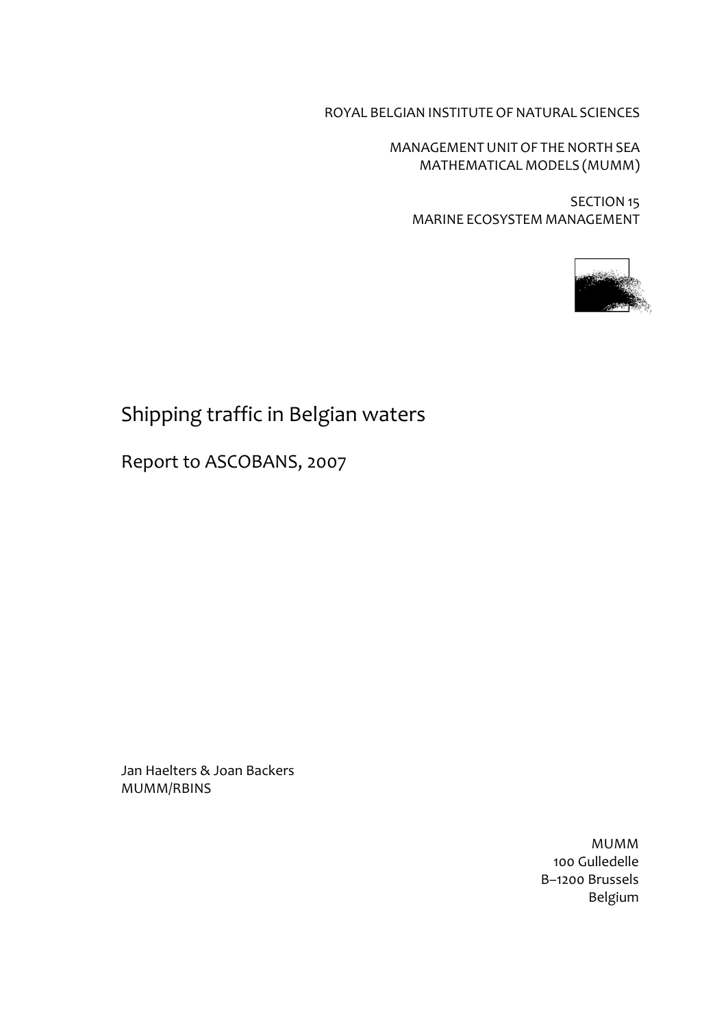ROYAL BELGIAN INSTITUTE OF NATURAL SCIENCES

MANAGEMENT UNIT OF THE NORTH SEA
MATHEMATICAL MODELS (MUMM)

SECTION 15
MARINE ECOSYSTEM MANAGEMENT

# Shipping traffic in Belgian waters

## Report to ASCOBANS, 2007

Jan Haelters & Joan Backers
MUMM/RBINS

MUMM
100 Gulledelle
B–1200 Brussels
Belgium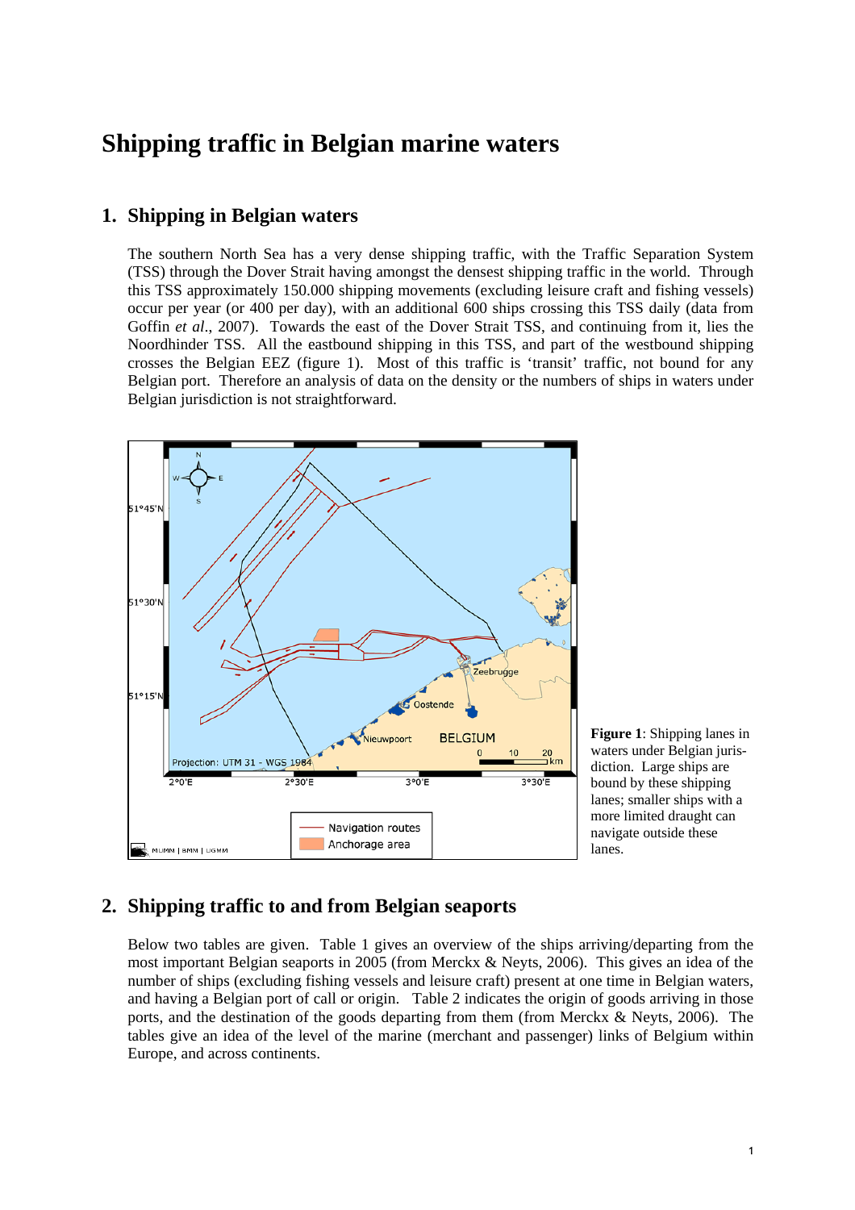# Shipping traffic in Belgian marine waters

## 1. Shipping in Belgian waters

The southern North Sea has a very dense shipping traffic, with the Traffic Separation System (TSS) through the Dover Strait having amongst the densest shipping traffic in the world. Through this TSS approximately 150.000 shipping movements (excluding leisure craft and fishing vessels) occur per year (or 400 per day), with an additional 600 ships crossing this TSS daily (data from Goffin *et al*., 2007). Towards the east of the Dover Strait TSS, and continuing from it, lies the Noordhinder TSS. All the eastbound shipping in this TSS, and part of the westbound shipping crosses the Belgian EEZ (figure 1). Most of this traffic is 'transit' traffic, not bound for any Belgian port. Therefore an analysis of data on the density or the numbers of ships in waters under Belgian jurisdiction is not straightforward.

**Figure 1**: Shipping lanes in waters under Belgian jurisdiction. Large ships are bound by these shipping lanes; smaller ships with a more limited draught can navigate outside these lanes.

## 2. Shipping traffic to and from Belgian seaports

Below two tables are given. Table 1 gives an overview of the ships arriving/departing from the most important Belgian seaports in 2005 (from Merckx & Neyts, 2006). This gives an idea of the number of ships (excluding fishing vessels and leisure craft) present at one time in Belgian waters, and having a Belgian port of call or origin. Table 2 indicates the origin of goods arriving in those ports, and the destination of the goods departing from them (from Merckx & Neyts, 2006). The tables give an idea of the level of the marine (merchant and passenger) links of Belgium within Europe, and across continents.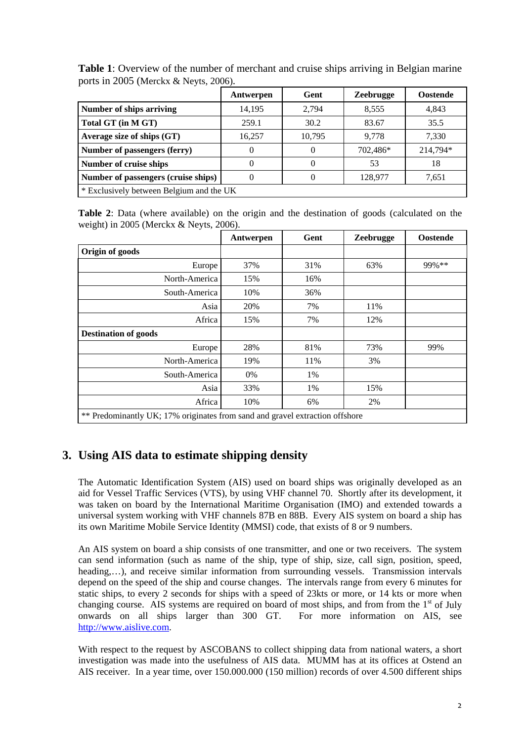**Table 1**: Overview of the number of merchant and cruise ships arriving in Belgian marine ports in 2005 (Merckx & Neyts, 2006).

| | Antwerpen | Gent | Zeebrugge | Oostende |
|---|---|---|---|---|
| **Number of ships arriving** | 14,195 | 2,794 | 8,555 | 4,843 |
| **Total GT (in M GT)** | 259.1 | 30.2 | 83.67 | 35.5 |
| **Average size of ships (GT)** | 16,257 | 10,795 | 9,778 | 7,330 |
| **Number of passengers (ferry)** | 0 | 0 | 702,486* | 214,794* |
| **Number of cruise ships** | 0 | 0 | 53 | 18 |
| **Number of passengers (cruise ships)** | 0 | 0 | 128,977 | 7,651 |
| * Exclusively between Belgium and the UK | | | | |

**Table 2**: Data (where available) on the origin and the destination of goods (calculated on the weight) in 2005 (Merckx & Neyts, 2006).

| | Antwerpen | Gent | Zeebrugge | Oostende |
|---|---|---|---|---|
| **Origin of goods** | | | | |
| Europe | 37% | 31% | 63% | 99%** |
| North-America | 15% | 16% | | |
| South-America | 10% | 36% | | |
| Asia | 20% | 7% | 11% | |
| Africa | 15% | 7% | 12% | |
| **Destination of goods** | | | | |
| Europe | 28% | 81% | 73% | 99% |
| North-America | 19% | 11% | 3% | |
| South-America | 0% | 1% | | |
| Asia | 33% | 1% | 15% | |
| Africa | 10% | 6% | 2% | |
| ** Predominantly UK; 17% originates from sand and gravel extraction offshore | | | | |

## 3. Using AIS data to estimate shipping density

The Automatic Identification System (AIS) used on board ships was originally developed as an aid for Vessel Traffic Services (VTS), by using VHF channel 70. Shortly after its development, it was taken on board by the International Maritime Organisation (IMO) and extended towards a universal system working with VHF channels 87B en 88B. Every AIS system on board a ship has its own Maritime Mobile Service Identity (MMSI) code, that exists of 8 or 9 numbers.

An AIS system on board a ship consists of one transmitter, and one or two receivers. The system can send information (such as name of the ship, type of ship, size, call sign, position, speed, heading,…), and receive similar information from surrounding vessels. Transmission intervals depend on the speed of the ship and course changes. The intervals range from every 6 minutes for static ships, to every 2 seconds for ships with a speed of 23kts or more, or 14 kts or more when changing course. AIS systems are required on board of most ships, and from from the 1st of July onwards on all ships larger than 300 GT. For more information on AIS, see http://www.aislive.com.

With respect to the request by ASCOBANS to collect shipping data from national waters, a short investigation was made into the usefulness of AIS data. MUMM has at its offices at Ostend an AIS receiver. In a year time, over 150.000.000 (150 million) records of over 4.500 different ships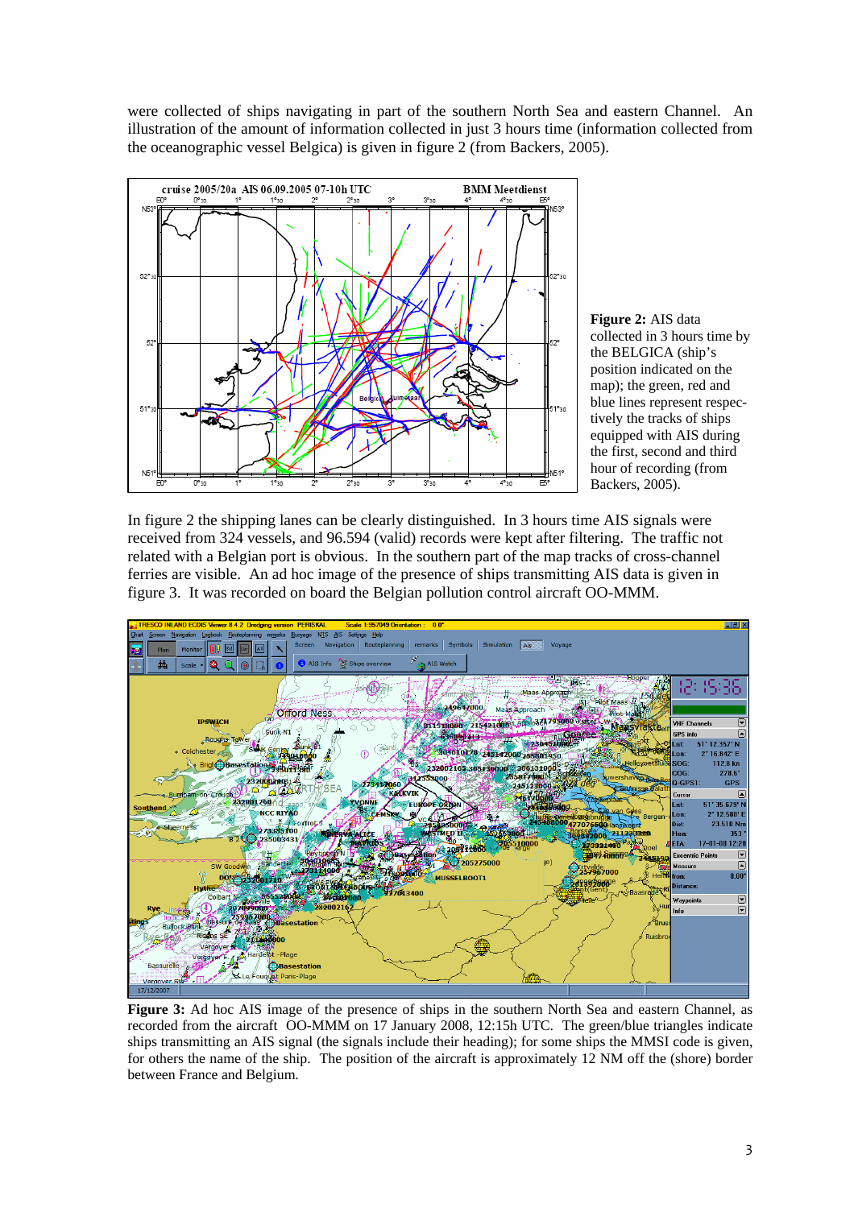were collected of ships navigating in part of the southern North Sea and eastern Channel. An illustration of the amount of information collected in just 3 hours time (information collected from the oceanographic vessel Belgica) is given in figure 2 (from Backers, 2005).

**Figure 2:** AIS data collected in 3 hours time by the BELGICA (ship's position indicated on the map); the green, red and blue lines represent respectively the tracks of ships equipped with AIS during the first, second and third hour of recording (from Backers, 2005).

In figure 2 the shipping lanes can be clearly distinguished. In 3 hours time AIS signals were received from 324 vessels, and 96.594 (valid) records were kept after filtering. The traffic not related with a Belgian port is obvious. In the southern part of the map tracks of cross-channel ferries are visible. An ad hoc image of the presence of ships transmitting AIS data is given in figure 3. It was recorded on board the Belgian pollution control aircraft OO-MMM.

**Figure 3:** Ad hoc AIS image of the presence of ships in the southern North Sea and eastern Channel, as recorded from the aircraft OO-MMM on 17 January 2008, 12:15h UTC. The green/blue triangles indicate ships transmitting an AIS signal (the signals include their heading); for some ships the MMSI code is given, for others the name of the ship. The position of the aircraft is approximately 12 NM off the (shore) border between France and Belgium.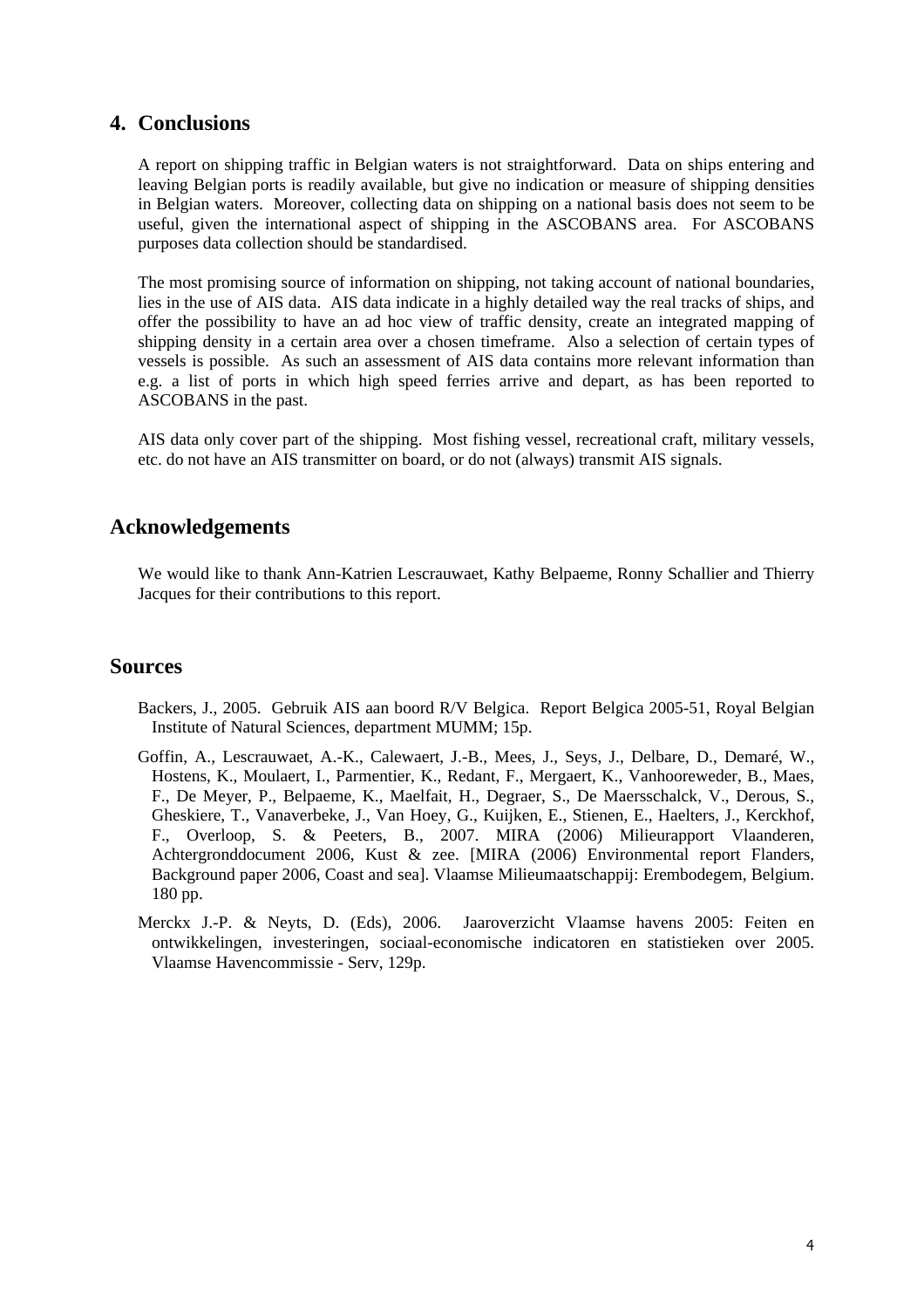## 4. Conclusions

A report on shipping traffic in Belgian waters is not straightforward. Data on ships entering and leaving Belgian ports is readily available, but give no indication or measure of shipping densities in Belgian waters. Moreover, collecting data on shipping on a national basis does not seem to be useful, given the international aspect of shipping in the ASCOBANS area. For ASCOBANS purposes data collection should be standardised.

The most promising source of information on shipping, not taking account of national boundaries, lies in the use of AIS data. AIS data indicate in a highly detailed way the real tracks of ships, and offer the possibility to have an ad hoc view of traffic density, create an integrated mapping of shipping density in a certain area over a chosen timeframe. Also a selection of certain types of vessels is possible. As such an assessment of AIS data contains more relevant information than e.g. a list of ports in which high speed ferries arrive and depart, as has been reported to ASCOBANS in the past.

AIS data only cover part of the shipping. Most fishing vessel, recreational craft, military vessels, etc. do not have an AIS transmitter on board, or do not (always) transmit AIS signals.

## Acknowledgements

We would like to thank Ann-Katrien Lescrauwaet, Kathy Belpaeme, Ronny Schallier and Thierry Jacques for their contributions to this report.

## Sources

Backers, J., 2005. Gebruik AIS aan boord R/V Belgica. Report Belgica 2005-51, Royal Belgian Institute of Natural Sciences, department MUMM; 15p.

Goffin, A., Lescrauwaet, A.-K., Calewaert, J.-B., Mees, J., Seys, J., Delbare, D., Demaré, W., Hostens, K., Moulaert, I., Parmentier, K., Redant, F., Mergaert, K., Vanhooreweder, B., Maes, F., De Meyer, P., Belpaeme, K., Maelfait, H., Degraer, S., De Maersschalck, V., Derous, S., Gheskiere, T., Vanaverbeke, J., Van Hoey, G., Kuijken, E., Stienen, E., Haelters, J., Kerckhof, F., Overloop, S. & Peeters, B., 2007. MIRA (2006) Milieurapport Vlaanderen, Achtergronddocument 2006, Kust & zee. [MIRA (2006) Environmental report Flanders, Background paper 2006, Coast and sea]. Vlaamse Milieumaatschappij: Erembodegem, Belgium. 180 pp.

Merckx J.-P. & Neyts, D. (Eds), 2006. Jaaroverzicht Vlaamse havens 2005: Feiten en ontwikkelingen, investeringen, sociaal-economische indicatoren en statistieken over 2005. Vlaamse Havencommissie - Serv, 129p.